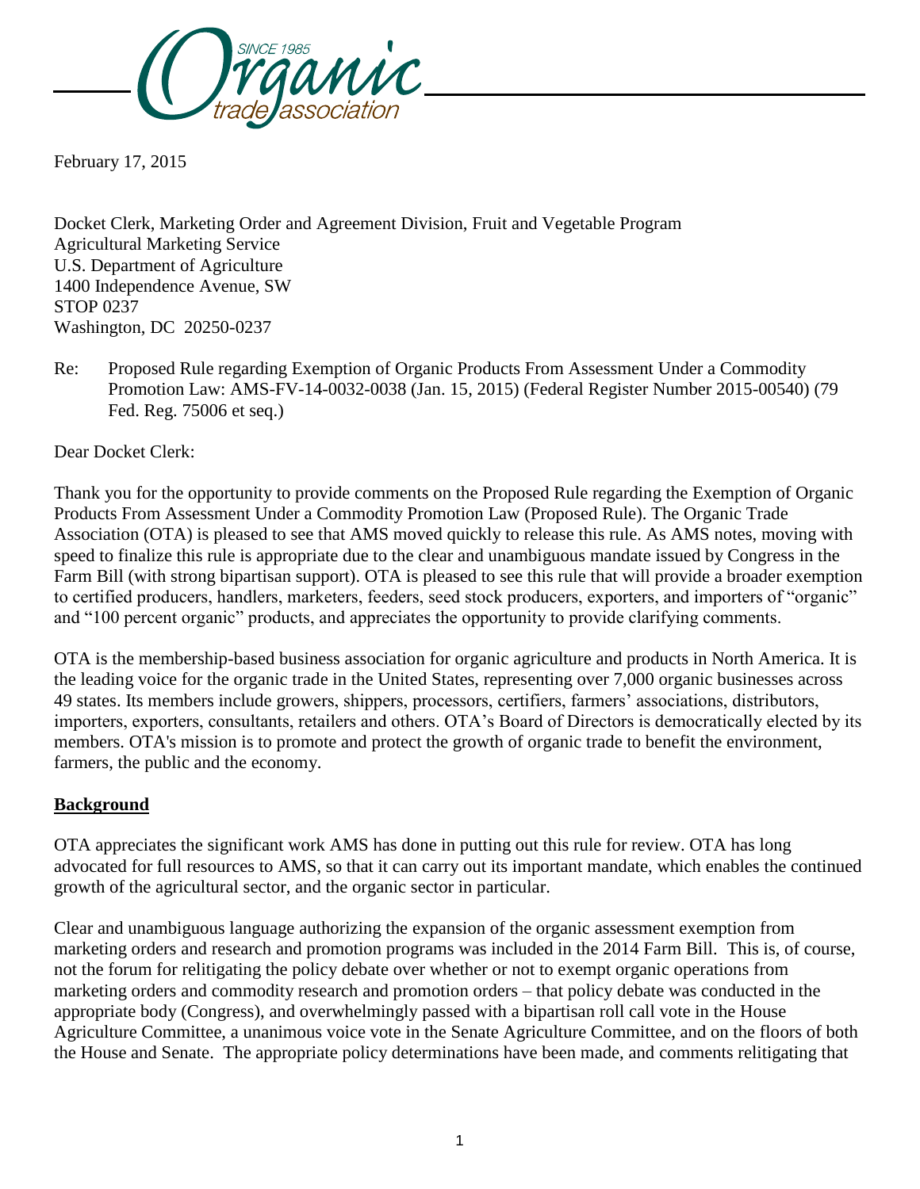February 17, 2015

Docket Clerk, Marketing Order and Agreement Division, Fruit and Vegetable Program
Agricultural Marketing Service
U.S. Department of Agriculture
1400 Independence Avenue, SW
STOP 0237
Washington, DC 20250-0237

Re: Proposed Rule regarding Exemption of Organic Products From Assessment Under a Commodity Promotion Law: AMS-FV-14-0032-0038 (Jan. 15, 2015) (Federal Register Number 2015-00540) (79 Fed. Reg. 75006 et seq.)

Dear Docket Clerk:

Thank you for the opportunity to provide comments on the Proposed Rule regarding the Exemption of Organic Products From Assessment Under a Commodity Promotion Law (Proposed Rule). The Organic Trade Association (OTA) is pleased to see that AMS moved quickly to release this rule. As AMS notes, moving with speed to finalize this rule is appropriate due to the clear and unambiguous mandate issued by Congress in the Farm Bill (with strong bipartisan support). OTA is pleased to see this rule that will provide a broader exemption to certified producers, handlers, marketers, feeders, seed stock producers, exporters, and importers of "organic" and "100 percent organic" products, and appreciates the opportunity to provide clarifying comments.

OTA is the membership-based business association for organic agriculture and products in North America. It is the leading voice for the organic trade in the United States, representing over 7,000 organic businesses across 49 states. Its members include growers, shippers, processors, certifiers, farmers' associations, distributors, importers, exporters, consultants, retailers and others. OTA's Board of Directors is democratically elected by its members. OTA's mission is to promote and protect the growth of organic trade to benefit the environment, farmers, the public and the economy.

## Background

OTA appreciates the significant work AMS has done in putting out this rule for review. OTA has long advocated for full resources to AMS, so that it can carry out its important mandate, which enables the continued growth of the agricultural sector, and the organic sector in particular.

Clear and unambiguous language authorizing the expansion of the organic assessment exemption from marketing orders and research and promotion programs was included in the 2014 Farm Bill. This is, of course, not the forum for relitigating the policy debate over whether or not to exempt organic operations from marketing orders and commodity research and promotion orders – that policy debate was conducted in the appropriate body (Congress), and overwhelmingly passed with a bipartisan roll call vote in the House Agriculture Committee, a unanimous voice vote in the Senate Agriculture Committee, and on the floors of both the House and Senate. The appropriate policy determinations have been made, and comments relitigating that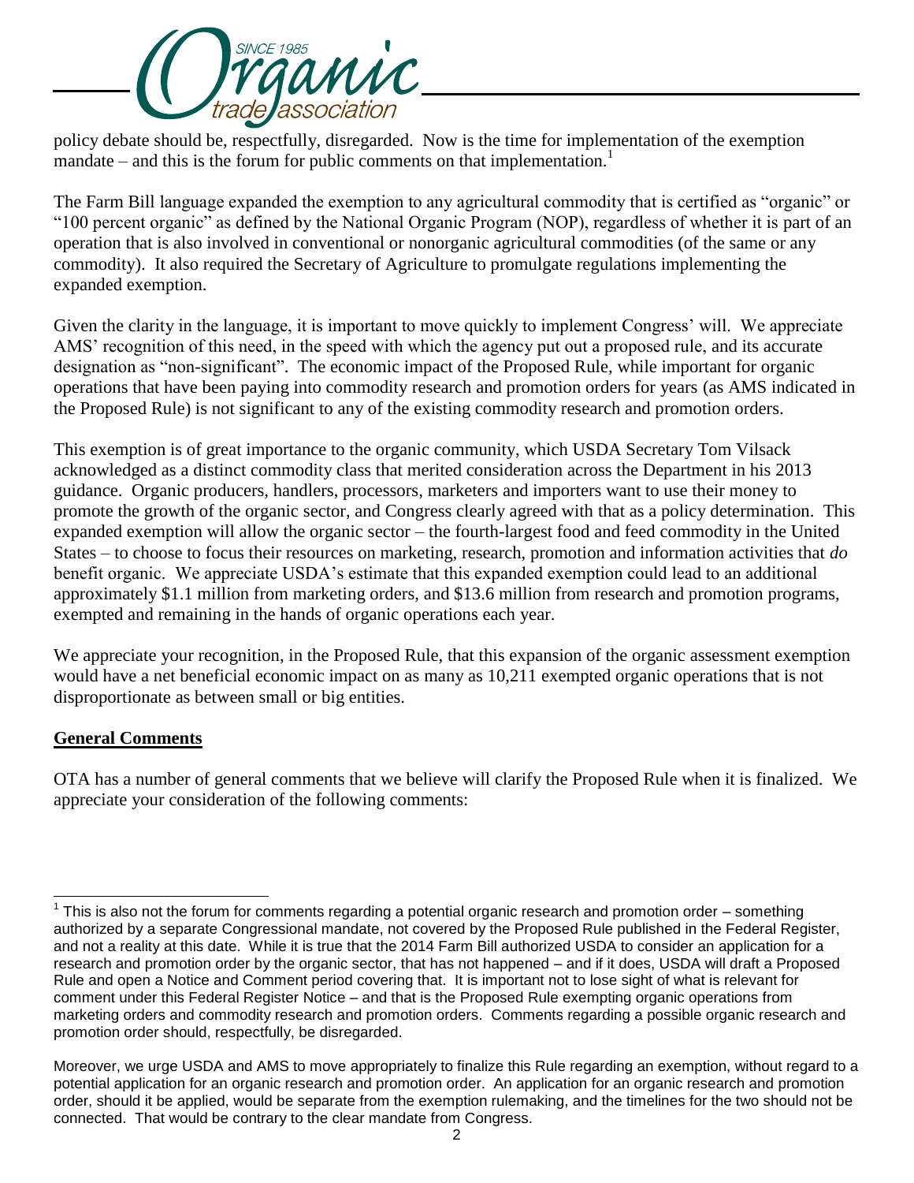policy debate should be, respectfully, disregarded. Now is the time for implementation of the exemption mandate – and this is the forum for public comments on that implementation.[1]

The Farm Bill language expanded the exemption to any agricultural commodity that is certified as "organic" or "100 percent organic" as defined by the National Organic Program (NOP), regardless of whether it is part of an operation that is also involved in conventional or nonorganic agricultural commodities (of the same or any commodity). It also required the Secretary of Agriculture to promulgate regulations implementing the expanded exemption.

Given the clarity in the language, it is important to move quickly to implement Congress' will. We appreciate AMS' recognition of this need, in the speed with which the agency put out a proposed rule, and its accurate designation as "non-significant". The economic impact of the Proposed Rule, while important for organic operations that have been paying into commodity research and promotion orders for years (as AMS indicated in the Proposed Rule) is not significant to any of the existing commodity research and promotion orders.

This exemption is of great importance to the organic community, which USDA Secretary Tom Vilsack acknowledged as a distinct commodity class that merited consideration across the Department in his 2013 guidance. Organic producers, handlers, processors, marketers and importers want to use their money to promote the growth of the organic sector, and Congress clearly agreed with that as a policy determination. This expanded exemption will allow the organic sector – the fourth-largest food and feed commodity in the United States – to choose to focus their resources on marketing, research, promotion and information activities that *do* benefit organic. We appreciate USDA's estimate that this expanded exemption could lead to an additional approximately $1.1 million from marketing orders, and $13.6 million from research and promotion programs, exempted and remaining in the hands of organic operations each year.

We appreciate your recognition, in the Proposed Rule, that this expansion of the organic assessment exemption would have a net beneficial economic impact on as many as 10,211 exempted organic operations that is not disproportionate as between small or big entities.

## General Comments

OTA has a number of general comments that we believe will clarify the Proposed Rule when it is finalized. We appreciate your consideration of the following comments:

---

[1] This is also not the forum for comments regarding a potential organic research and promotion order – something authorized by a separate Congressional mandate, not covered by the Proposed Rule published in the Federal Register, and not a reality at this date. While it is true that the 2014 Farm Bill authorized USDA to consider an application for a research and promotion order by the organic sector, that has not happened – and if it does, USDA will draft a Proposed Rule and open a Notice and Comment period covering that. It is important not to lose sight of what is relevant for comment under this Federal Register Notice – and that is the Proposed Rule exempting organic operations from marketing orders and commodity research and promotion orders. Comments regarding a possible organic research and promotion order should, respectfully, be disregarded.

Moreover, we urge USDA and AMS to move appropriately to finalize this Rule regarding an exemption, without regard to a potential application for an organic research and promotion order. An application for an organic research and promotion order, should it be applied, would be separate from the exemption rulemaking, and the timelines for the two should not be connected. That would be contrary to the clear mandate from Congress.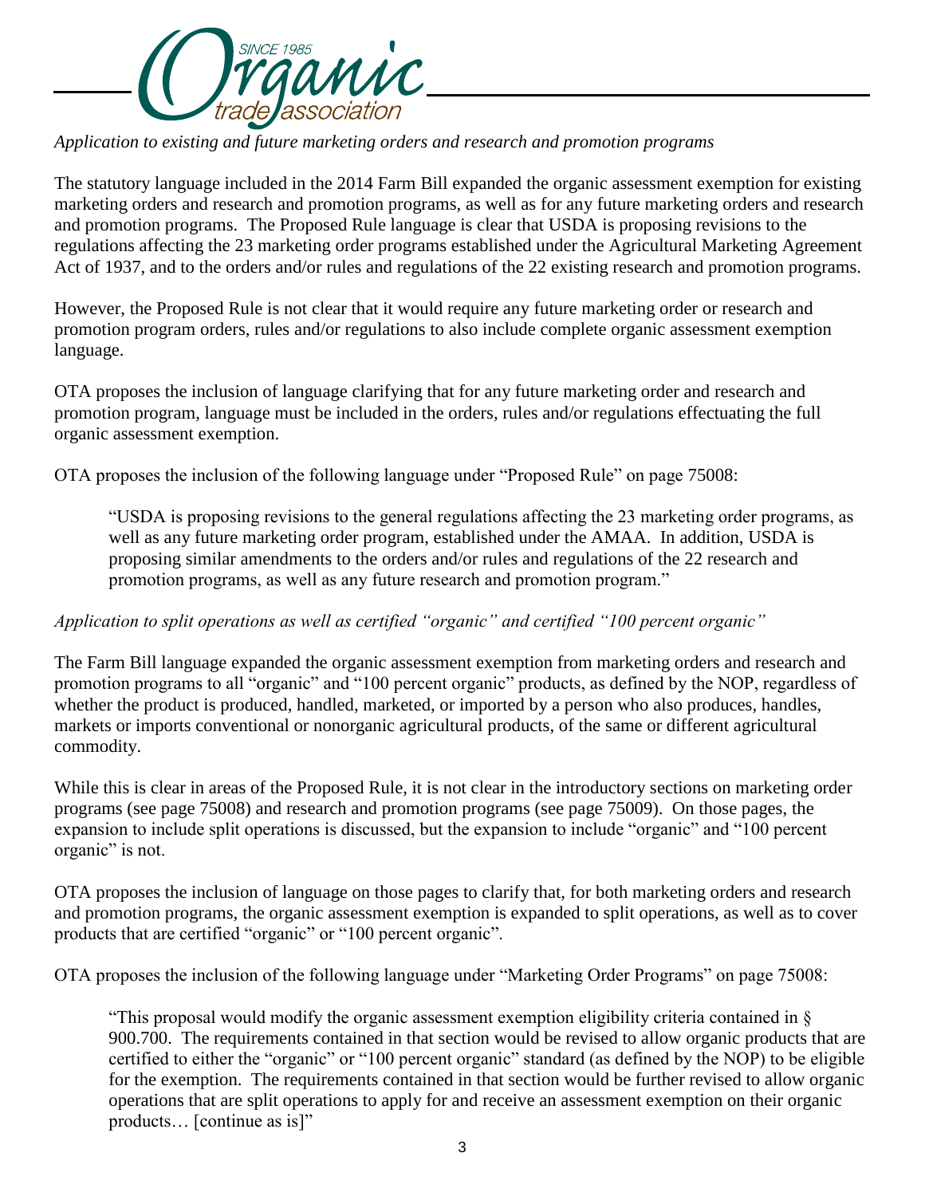*Application to existing and future marketing orders and research and promotion programs*

The statutory language included in the 2014 Farm Bill expanded the organic assessment exemption for existing marketing orders and research and promotion programs, as well as for any future marketing orders and research and promotion programs. The Proposed Rule language is clear that USDA is proposing revisions to the regulations affecting the 23 marketing order programs established under the Agricultural Marketing Agreement Act of 1937, and to the orders and/or rules and regulations of the 22 existing research and promotion programs.

However, the Proposed Rule is not clear that it would require any future marketing order or research and promotion program orders, rules and/or regulations to also include complete organic assessment exemption language.

OTA proposes the inclusion of language clarifying that for any future marketing order and research and promotion program, language must be included in the orders, rules and/or regulations effectuating the full organic assessment exemption.

OTA proposes the inclusion of the following language under "Proposed Rule" on page 75008:

> "USDA is proposing revisions to the general regulations affecting the 23 marketing order programs, as well as any future marketing order program, established under the AMAA. In addition, USDA is proposing similar amendments to the orders and/or rules and regulations of the 22 research and promotion programs, as well as any future research and promotion program."

*Application to split operations as well as certified "organic" and certified "100 percent organic"*

The Farm Bill language expanded the organic assessment exemption from marketing orders and research and promotion programs to all "organic" and "100 percent organic" products, as defined by the NOP, regardless of whether the product is produced, handled, marketed, or imported by a person who also produces, handles, markets or imports conventional or nonorganic agricultural products, of the same or different agricultural commodity.

While this is clear in areas of the Proposed Rule, it is not clear in the introductory sections on marketing order programs (see page 75008) and research and promotion programs (see page 75009). On those pages, the expansion to include split operations is discussed, but the expansion to include "organic" and "100 percent organic" is not.

OTA proposes the inclusion of language on those pages to clarify that, for both marketing orders and research and promotion programs, the organic assessment exemption is expanded to split operations, as well as to cover products that are certified "organic" or "100 percent organic".

OTA proposes the inclusion of the following language under "Marketing Order Programs" on page 75008:

> "This proposal would modify the organic assessment exemption eligibility criteria contained in § 900.700. The requirements contained in that section would be revised to allow organic products that are certified to either the "organic" or "100 percent organic" standard (as defined by the NOP) to be eligible for the exemption. The requirements contained in that section would be further revised to allow organic operations that are split operations to apply for and receive an assessment exemption on their organic products… [continue as is]"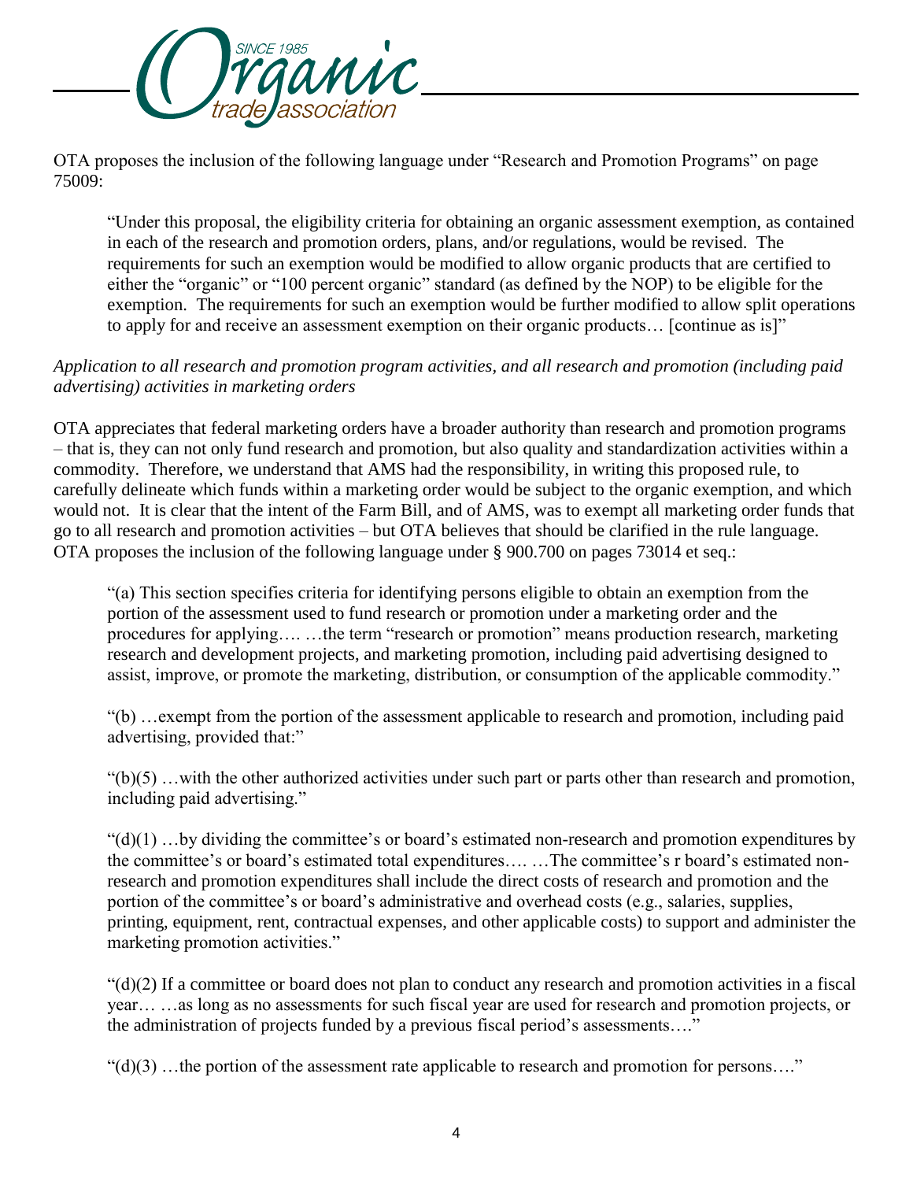OTA proposes the inclusion of the following language under "Research and Promotion Programs" on page 75009:

> "Under this proposal, the eligibility criteria for obtaining an organic assessment exemption, as contained in each of the research and promotion orders, plans, and/or regulations, would be revised. The requirements for such an exemption would be modified to allow organic products that are certified to either the "organic" or "100 percent organic" standard (as defined by the NOP) to be eligible for the exemption. The requirements for such an exemption would be further modified to allow split operations to apply for and receive an assessment exemption on their organic products… [continue as is]"

*Application to all research and promotion program activities, and all research and promotion (including paid advertising) activities in marketing orders*

OTA appreciates that federal marketing orders have a broader authority than research and promotion programs – that is, they can not only fund research and promotion, but also quality and standardization activities within a commodity. Therefore, we understand that AMS had the responsibility, in writing this proposed rule, to carefully delineate which funds within a marketing order would be subject to the organic exemption, and which would not. It is clear that the intent of the Farm Bill, and of AMS, was to exempt all marketing order funds that go to all research and promotion activities – but OTA believes that should be clarified in the rule language. OTA proposes the inclusion of the following language under § 900.700 on pages 73014 et seq.:

> "(a) This section specifies criteria for identifying persons eligible to obtain an exemption from the portion of the assessment used to fund research or promotion under a marketing order and the procedures for applying…. …the term "research or promotion" means production research, marketing research and development projects, and marketing promotion, including paid advertising designed to assist, improve, or promote the marketing, distribution, or consumption of the applicable commodity."
>
> "(b) …exempt from the portion of the assessment applicable to research and promotion, including paid advertising, provided that:"
>
> "(b)(5) …with the other authorized activities under such part or parts other than research and promotion, including paid advertising."
>
> "(d)(1) …by dividing the committee's or board's estimated non-research and promotion expenditures by the committee's or board's estimated total expenditures…. …The committee's r board's estimated non-research and promotion expenditures shall include the direct costs of research and promotion and the portion of the committee's or board's administrative and overhead costs (e.g., salaries, supplies, printing, equipment, rent, contractual expenses, and other applicable costs) to support and administer the marketing promotion activities."
>
> "(d)(2) If a committee or board does not plan to conduct any research and promotion activities in a fiscal year… …as long as no assessments for such fiscal year are used for research and promotion projects, or the administration of projects funded by a previous fiscal period's assessments…."
>
> "(d)(3) …the portion of the assessment rate applicable to research and promotion for persons…."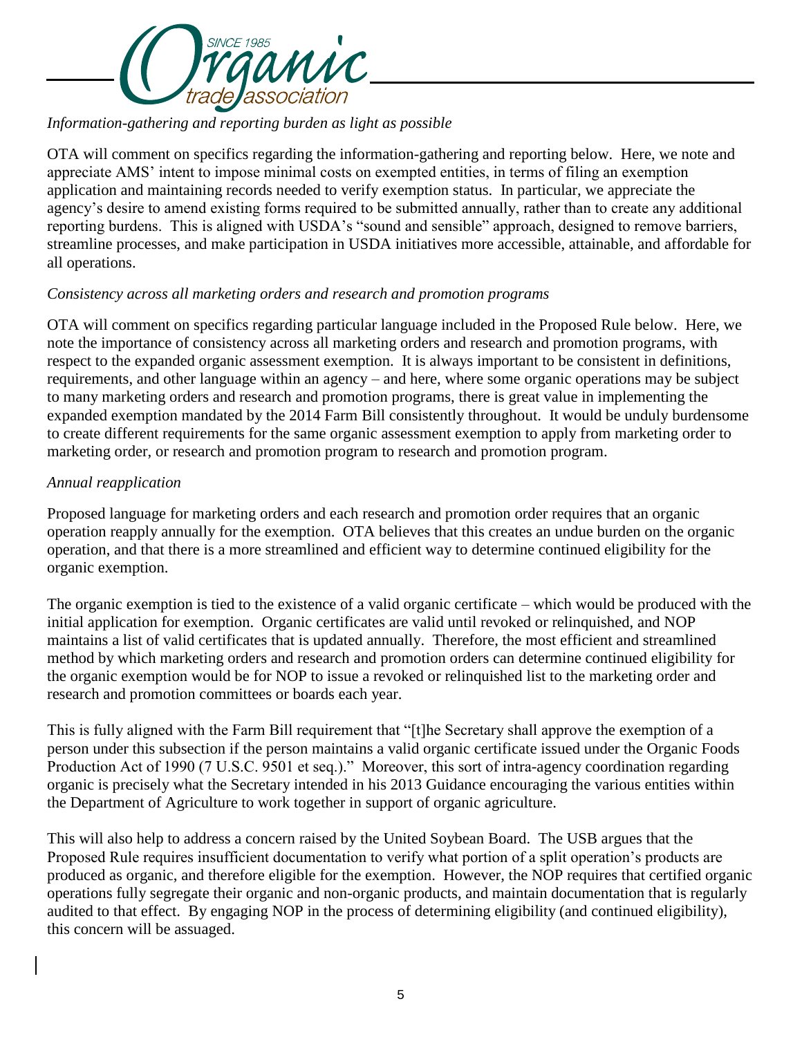*Information-gathering and reporting burden as light as possible*

OTA will comment on specifics regarding the information-gathering and reporting below. Here, we note and appreciate AMS' intent to impose minimal costs on exempted entities, in terms of filing an exemption application and maintaining records needed to verify exemption status. In particular, we appreciate the agency's desire to amend existing forms required to be submitted annually, rather than to create any additional reporting burdens. This is aligned with USDA's "sound and sensible" approach, designed to remove barriers, streamline processes, and make participation in USDA initiatives more accessible, attainable, and affordable for all operations.

*Consistency across all marketing orders and research and promotion programs*

OTA will comment on specifics regarding particular language included in the Proposed Rule below. Here, we note the importance of consistency across all marketing orders and research and promotion programs, with respect to the expanded organic assessment exemption. It is always important to be consistent in definitions, requirements, and other language within an agency – and here, where some organic operations may be subject to many marketing orders and research and promotion programs, there is great value in implementing the expanded exemption mandated by the 2014 Farm Bill consistently throughout. It would be unduly burdensome to create different requirements for the same organic assessment exemption to apply from marketing order to marketing order, or research and promotion program to research and promotion program.

*Annual reapplication*

Proposed language for marketing orders and each research and promotion order requires that an organic operation reapply annually for the exemption. OTA believes that this creates an undue burden on the organic operation, and that there is a more streamlined and efficient way to determine continued eligibility for the organic exemption.

The organic exemption is tied to the existence of a valid organic certificate – which would be produced with the initial application for exemption. Organic certificates are valid until revoked or relinquished, and NOP maintains a list of valid certificates that is updated annually. Therefore, the most efficient and streamlined method by which marketing orders and research and promotion orders can determine continued eligibility for the organic exemption would be for NOP to issue a revoked or relinquished list to the marketing order and research and promotion committees or boards each year.

This is fully aligned with the Farm Bill requirement that "[t]he Secretary shall approve the exemption of a person under this subsection if the person maintains a valid organic certificate issued under the Organic Foods Production Act of 1990 (7 U.S.C. 9501 et seq.)." Moreover, this sort of intra-agency coordination regarding organic is precisely what the Secretary intended in his 2013 Guidance encouraging the various entities within the Department of Agriculture to work together in support of organic agriculture.

This will also help to address a concern raised by the United Soybean Board. The USB argues that the Proposed Rule requires insufficient documentation to verify what portion of a split operation's products are produced as organic, and therefore eligible for the exemption. However, the NOP requires that certified organic operations fully segregate their organic and non-organic products, and maintain documentation that is regularly audited to that effect. By engaging NOP in the process of determining eligibility (and continued eligibility), this concern will be assuaged.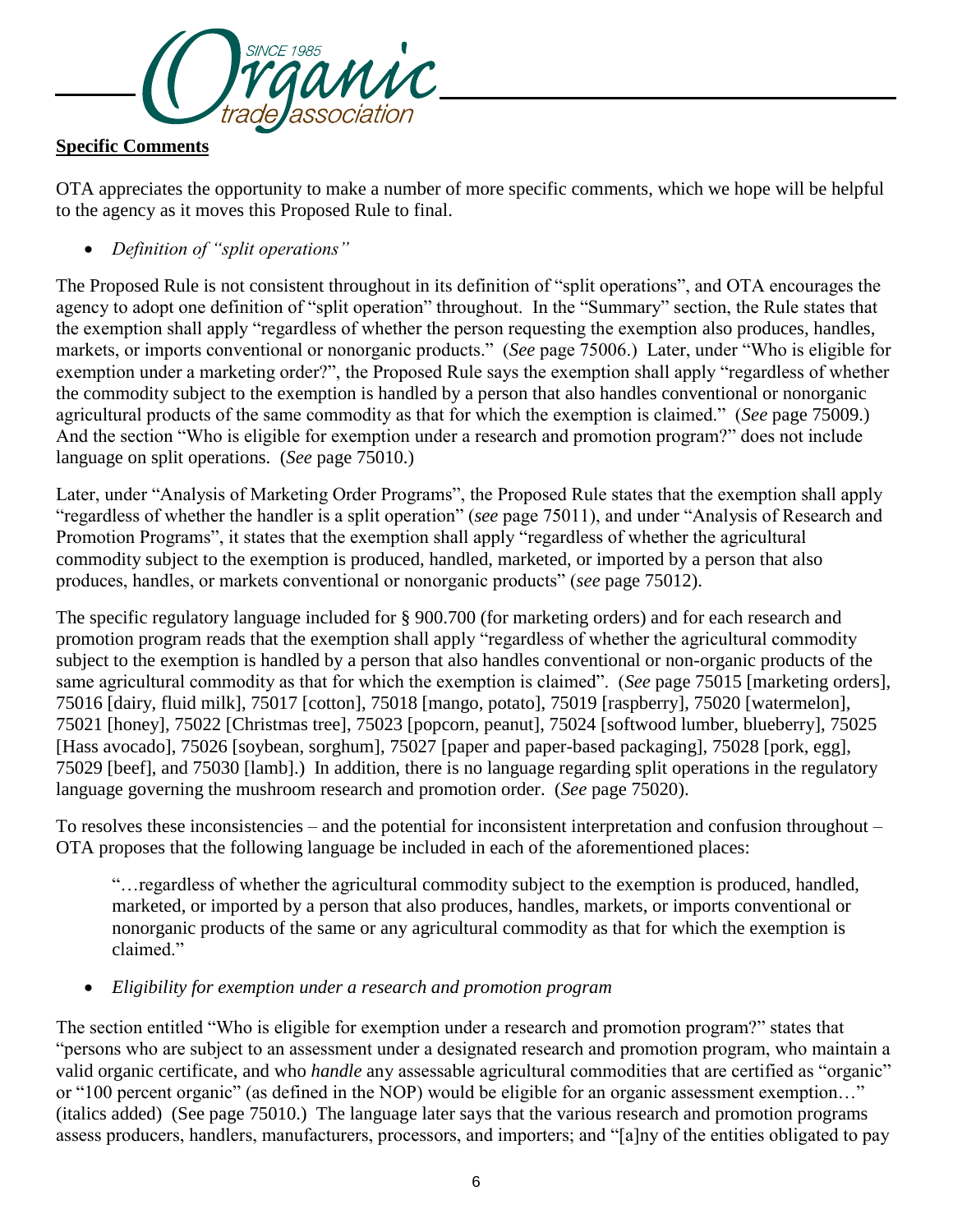**Specific Comments**

OTA appreciates the opportunity to make a number of more specific comments, which we hope will be helpful to the agency as it moves this Proposed Rule to final.

- *Definition of "split operations"*

The Proposed Rule is not consistent throughout in its definition of "split operations", and OTA encourages the agency to adopt one definition of "split operation" throughout. In the "Summary" section, the Rule states that the exemption shall apply "regardless of whether the person requesting the exemption also produces, handles, markets, or imports conventional or nonorganic products." (*See* page 75006.) Later, under "Who is eligible for exemption under a marketing order?", the Proposed Rule says the exemption shall apply "regardless of whether the commodity subject to the exemption is handled by a person that also handles conventional or nonorganic agricultural products of the same commodity as that for which the exemption is claimed." (*See* page 75009.) And the section "Who is eligible for exemption under a research and promotion program?" does not include language on split operations. (*See* page 75010.)

Later, under "Analysis of Marketing Order Programs", the Proposed Rule states that the exemption shall apply "regardless of whether the handler is a split operation" (*see* page 75011), and under "Analysis of Research and Promotion Programs", it states that the exemption shall apply "regardless of whether the agricultural commodity subject to the exemption is produced, handled, marketed, or imported by a person that also produces, handles, or markets conventional or nonorganic products" (*see* page 75012).

The specific regulatory language included for § 900.700 (for marketing orders) and for each research and promotion program reads that the exemption shall apply "regardless of whether the agricultural commodity subject to the exemption is handled by a person that also handles conventional or non-organic products of the same agricultural commodity as that for which the exemption is claimed". (*See* page 75015 [marketing orders], 75016 [dairy, fluid milk], 75017 [cotton], 75018 [mango, potato], 75019 [raspberry], 75020 [watermelon], 75021 [honey], 75022 [Christmas tree], 75023 [popcorn, peanut], 75024 [softwood lumber, blueberry], 75025 [Hass avocado], 75026 [soybean, sorghum], 75027 [paper and paper-based packaging], 75028 [pork, egg], 75029 [beef], and 75030 [lamb].) In addition, there is no language regarding split operations in the regulatory language governing the mushroom research and promotion order. (*See* page 75020).

To resolves these inconsistencies – and the potential for inconsistent interpretation and confusion throughout – OTA proposes that the following language be included in each of the aforementioned places:

> "…regardless of whether the agricultural commodity subject to the exemption is produced, handled, marketed, or imported by a person that also produces, handles, markets, or imports conventional or nonorganic products of the same or any agricultural commodity as that for which the exemption is claimed."

- *Eligibility for exemption under a research and promotion program*

The section entitled "Who is eligible for exemption under a research and promotion program?" states that "persons who are subject to an assessment under a designated research and promotion program, who maintain a valid organic certificate, and who *handle* any assessable agricultural commodities that are certified as "organic" or "100 percent organic" (as defined in the NOP) would be eligible for an organic assessment exemption…" (italics added) (See page 75010.) The language later says that the various research and promotion programs assess producers, handlers, manufacturers, processors, and importers; and "[a]ny of the entities obligated to pay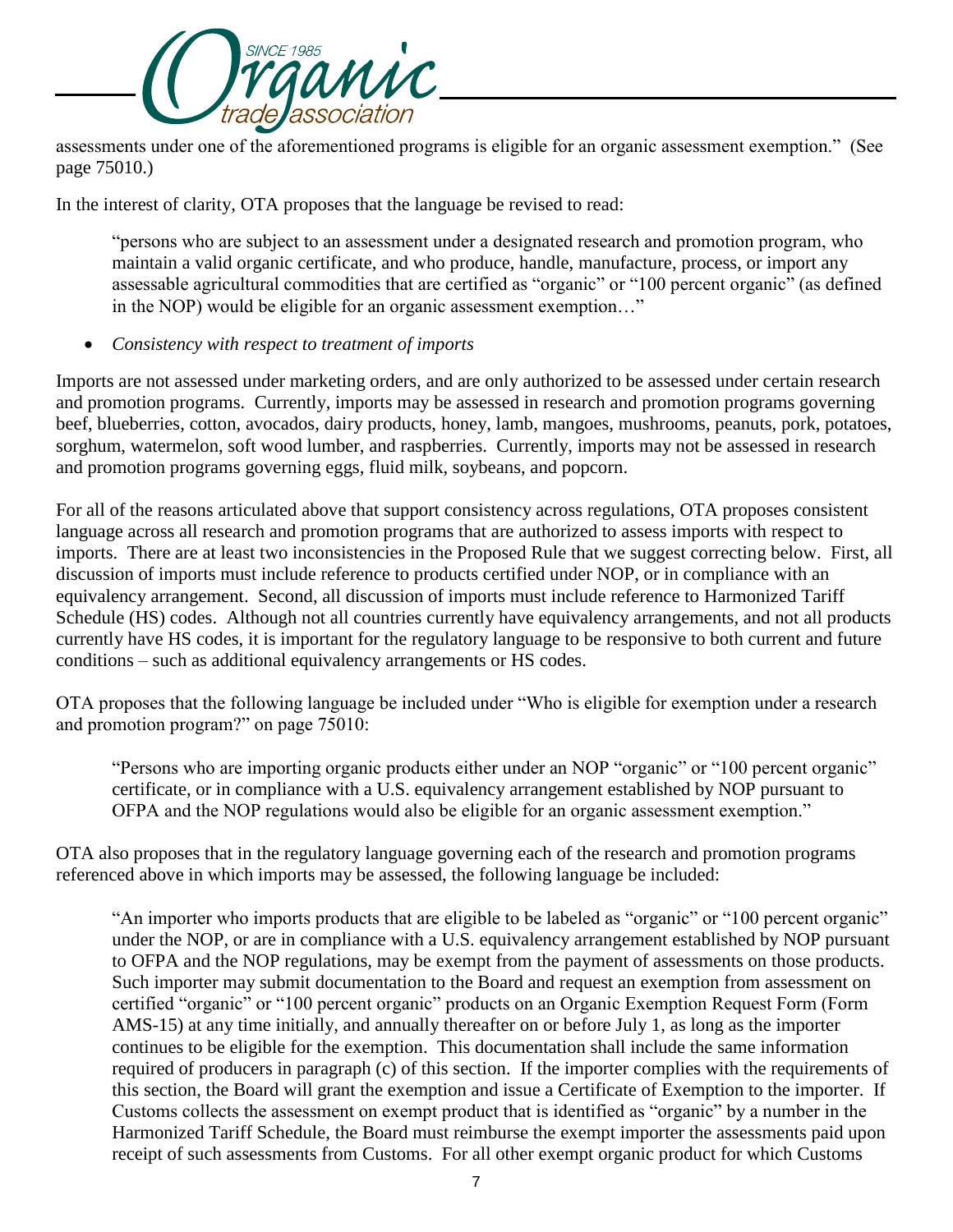assessments under one of the aforementioned programs is eligible for an organic assessment exemption." (See page 75010.)

In the interest of clarity, OTA proposes that the language be revised to read:

> "persons who are subject to an assessment under a designated research and promotion program, who maintain a valid organic certificate, and who produce, handle, manufacture, process, or import any assessable agricultural commodities that are certified as "organic" or "100 percent organic" (as defined in the NOP) would be eligible for an organic assessment exemption…"

- *Consistency with respect to treatment of imports*

Imports are not assessed under marketing orders, and are only authorized to be assessed under certain research and promotion programs. Currently, imports may be assessed in research and promotion programs governing beef, blueberries, cotton, avocados, dairy products, honey, lamb, mangoes, mushrooms, peanuts, pork, potatoes, sorghum, watermelon, soft wood lumber, and raspberries. Currently, imports may not be assessed in research and promotion programs governing eggs, fluid milk, soybeans, and popcorn.

For all of the reasons articulated above that support consistency across regulations, OTA proposes consistent language across all research and promotion programs that are authorized to assess imports with respect to imports. There are at least two inconsistencies in the Proposed Rule that we suggest correcting below. First, all discussion of imports must include reference to products certified under NOP, or in compliance with an equivalency arrangement. Second, all discussion of imports must include reference to Harmonized Tariff Schedule (HS) codes. Although not all countries currently have equivalency arrangements, and not all products currently have HS codes, it is important for the regulatory language to be responsive to both current and future conditions – such as additional equivalency arrangements or HS codes.

OTA proposes that the following language be included under "Who is eligible for exemption under a research and promotion program?" on page 75010:

> "Persons who are importing organic products either under an NOP "organic" or "100 percent organic" certificate, or in compliance with a U.S. equivalency arrangement established by NOP pursuant to OFPA and the NOP regulations would also be eligible for an organic assessment exemption."

OTA also proposes that in the regulatory language governing each of the research and promotion programs referenced above in which imports may be assessed, the following language be included:

> "An importer who imports products that are eligible to be labeled as "organic" or "100 percent organic" under the NOP, or are in compliance with a U.S. equivalency arrangement established by NOP pursuant to OFPA and the NOP regulations, may be exempt from the payment of assessments on those products. Such importer may submit documentation to the Board and request an exemption from assessment on certified "organic" or "100 percent organic" products on an Organic Exemption Request Form (Form AMS-15) at any time initially, and annually thereafter on or before July 1, as long as the importer continues to be eligible for the exemption. This documentation shall include the same information required of producers in paragraph (c) of this section. If the importer complies with the requirements of this section, the Board will grant the exemption and issue a Certificate of Exemption to the importer. If Customs collects the assessment on exempt product that is identified as "organic" by a number in the Harmonized Tariff Schedule, the Board must reimburse the exempt importer the assessments paid upon receipt of such assessments from Customs. For all other exempt organic product for which Customs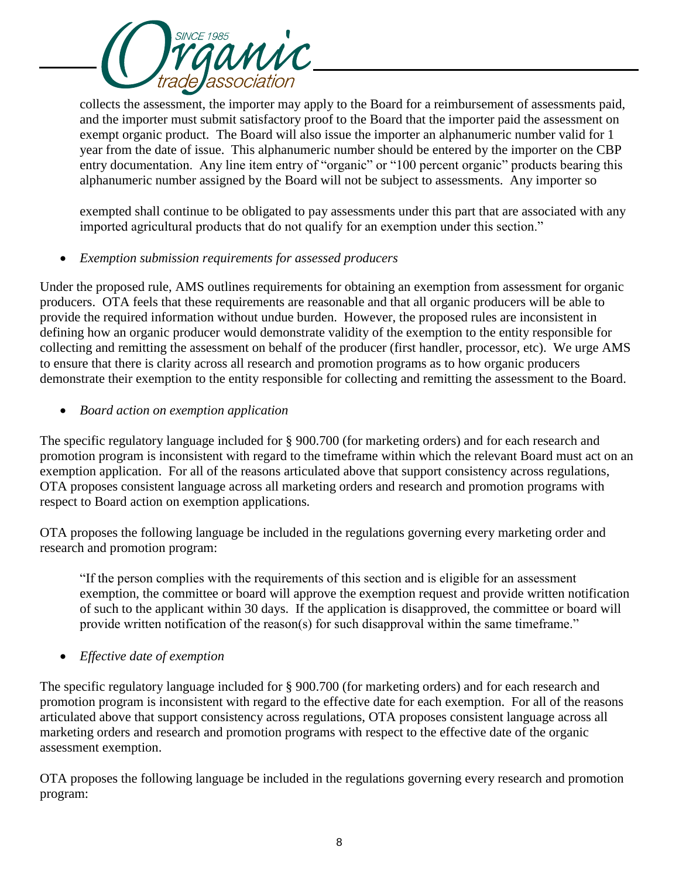collects the assessment, the importer may apply to the Board for a reimbursement of assessments paid, and the importer must submit satisfactory proof to the Board that the importer paid the assessment on exempt organic product. The Board will also issue the importer an alphanumeric number valid for 1 year from the date of issue. This alphanumeric number should be entered by the importer on the CBP entry documentation. Any line item entry of "organic" or "100 percent organic" products bearing this alphanumeric number assigned by the Board will not be subject to assessments. Any importer so

exempted shall continue to be obligated to pay assessments under this part that are associated with any imported agricultural products that do not qualify for an exemption under this section."

- *Exemption submission requirements for assessed producers*

Under the proposed rule, AMS outlines requirements for obtaining an exemption from assessment for organic producers. OTA feels that these requirements are reasonable and that all organic producers will be able to provide the required information without undue burden. However, the proposed rules are inconsistent in defining how an organic producer would demonstrate validity of the exemption to the entity responsible for collecting and remitting the assessment on behalf of the producer (first handler, processor, etc). We urge AMS to ensure that there is clarity across all research and promotion programs as to how organic producers demonstrate their exemption to the entity responsible for collecting and remitting the assessment to the Board.

- *Board action on exemption application*

The specific regulatory language included for § 900.700 (for marketing orders) and for each research and promotion program is inconsistent with regard to the timeframe within which the relevant Board must act on an exemption application. For all of the reasons articulated above that support consistency across regulations, OTA proposes consistent language across all marketing orders and research and promotion programs with respect to Board action on exemption applications.

OTA proposes the following language be included in the regulations governing every marketing order and research and promotion program:

> "If the person complies with the requirements of this section and is eligible for an assessment exemption, the committee or board will approve the exemption request and provide written notification of such to the applicant within 30 days. If the application is disapproved, the committee or board will provide written notification of the reason(s) for such disapproval within the same timeframe."

- *Effective date of exemption*

The specific regulatory language included for § 900.700 (for marketing orders) and for each research and promotion program is inconsistent with regard to the effective date for each exemption. For all of the reasons articulated above that support consistency across regulations, OTA proposes consistent language across all marketing orders and research and promotion programs with respect to the effective date of the organic assessment exemption.

OTA proposes the following language be included in the regulations governing every research and promotion program: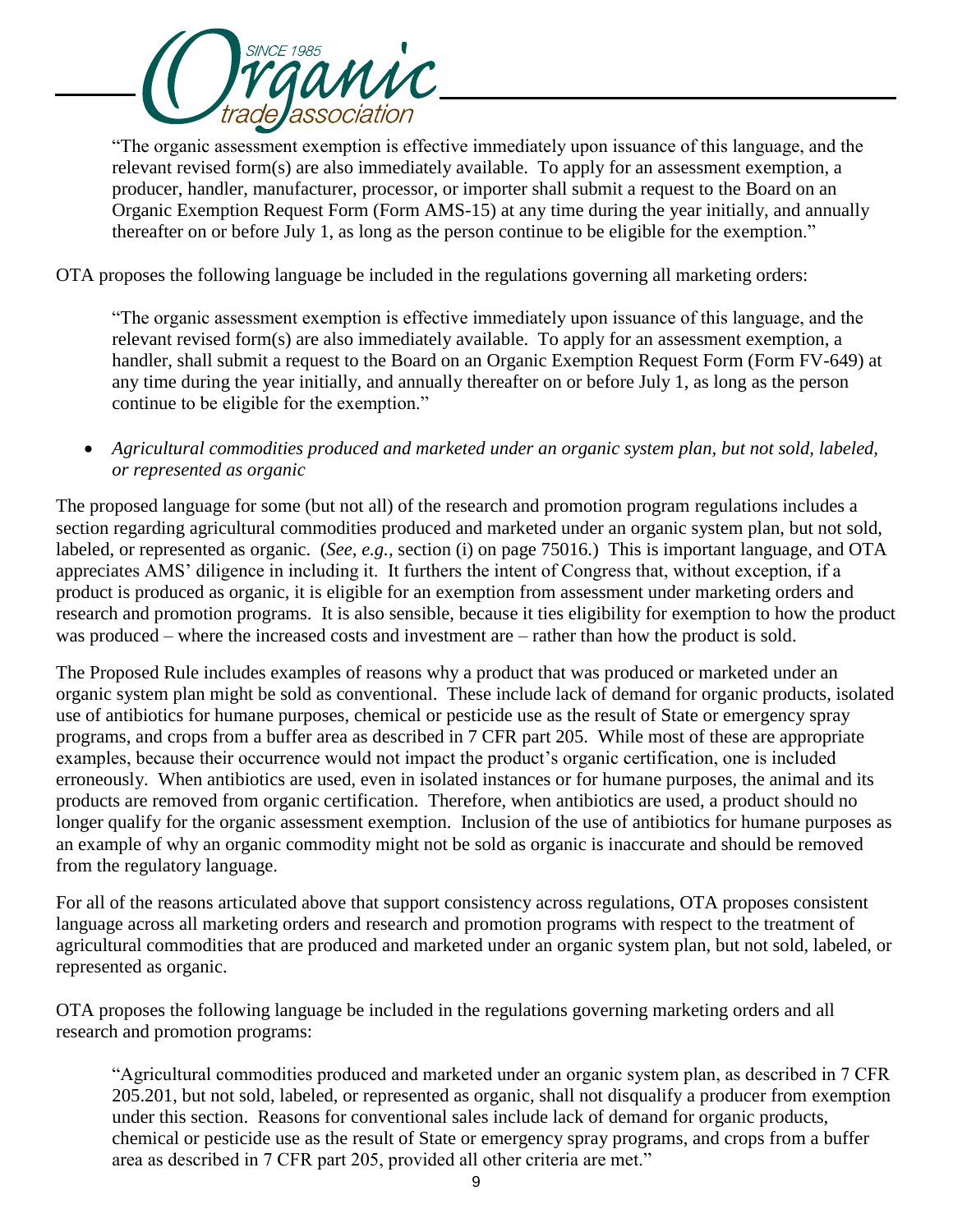> "The organic assessment exemption is effective immediately upon issuance of this language, and the relevant revised form(s) are also immediately available. To apply for an assessment exemption, a producer, handler, manufacturer, processor, or importer shall submit a request to the Board on an Organic Exemption Request Form (Form AMS-15) at any time during the year initially, and annually thereafter on or before July 1, as long as the person continue to be eligible for the exemption."

OTA proposes the following language be included in the regulations governing all marketing orders:

> "The organic assessment exemption is effective immediately upon issuance of this language, and the relevant revised form(s) are also immediately available. To apply for an assessment exemption, a handler, shall submit a request to the Board on an Organic Exemption Request Form (Form FV-649) at any time during the year initially, and annually thereafter on or before July 1, as long as the person continue to be eligible for the exemption."

- *Agricultural commodities produced and marketed under an organic system plan, but not sold, labeled, or represented as organic*

The proposed language for some (but not all) of the research and promotion program regulations includes a section regarding agricultural commodities produced and marketed under an organic system plan, but not sold, labeled, or represented as organic. (*See, e.g.*, section (i) on page 75016.) This is important language, and OTA appreciates AMS' diligence in including it. It furthers the intent of Congress that, without exception, if a product is produced as organic, it is eligible for an exemption from assessment under marketing orders and research and promotion programs. It is also sensible, because it ties eligibility for exemption to how the product was produced – where the increased costs and investment are – rather than how the product is sold.

The Proposed Rule includes examples of reasons why a product that was produced or marketed under an organic system plan might be sold as conventional. These include lack of demand for organic products, isolated use of antibiotics for humane purposes, chemical or pesticide use as the result of State or emergency spray programs, and crops from a buffer area as described in 7 CFR part 205. While most of these are appropriate examples, because their occurrence would not impact the product's organic certification, one is included erroneously. When antibiotics are used, even in isolated instances or for humane purposes, the animal and its products are removed from organic certification. Therefore, when antibiotics are used, a product should no longer qualify for the organic assessment exemption. Inclusion of the use of antibiotics for humane purposes as an example of why an organic commodity might not be sold as organic is inaccurate and should be removed from the regulatory language.

For all of the reasons articulated above that support consistency across regulations, OTA proposes consistent language across all marketing orders and research and promotion programs with respect to the treatment of agricultural commodities that are produced and marketed under an organic system plan, but not sold, labeled, or represented as organic.

OTA proposes the following language be included in the regulations governing marketing orders and all research and promotion programs:

> "Agricultural commodities produced and marketed under an organic system plan, as described in 7 CFR 205.201, but not sold, labeled, or represented as organic, shall not disqualify a producer from exemption under this section. Reasons for conventional sales include lack of demand for organic products, chemical or pesticide use as the result of State or emergency spray programs, and crops from a buffer area as described in 7 CFR part 205, provided all other criteria are met."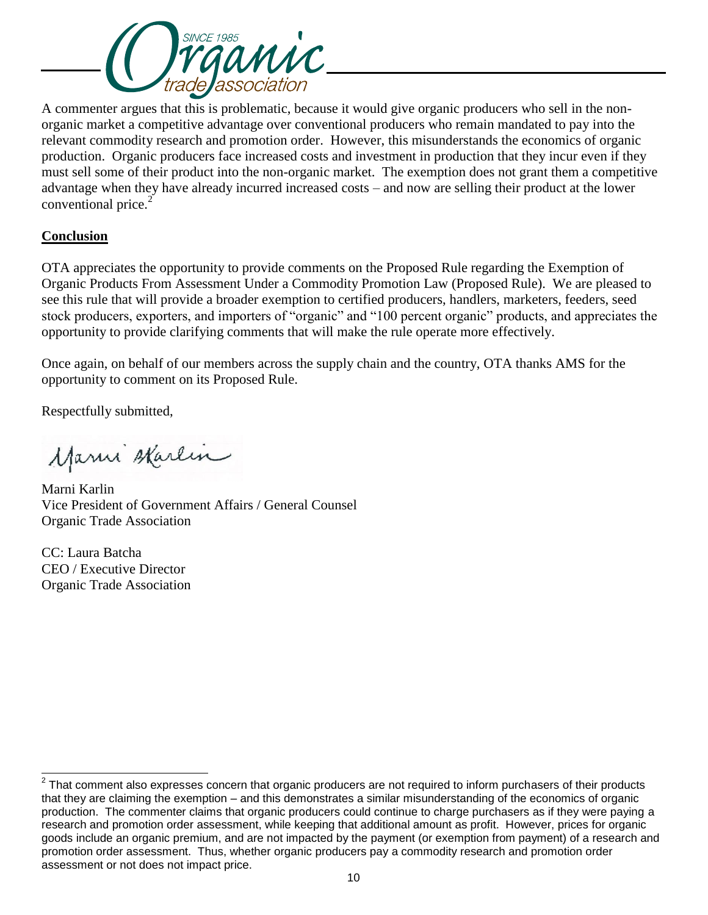A commenter argues that this is problematic, because it would give organic producers who sell in the non-organic market a competitive advantage over conventional producers who remain mandated to pay into the relevant commodity research and promotion order. However, this misunderstands the economics of organic production. Organic producers face increased costs and investment in production that they incur even if they must sell some of their product into the non-organic market. The exemption does not grant them a competitive advantage when they have already incurred increased costs – and now are selling their product at the lower conventional price.[2]

## Conclusion

OTA appreciates the opportunity to provide comments on the Proposed Rule regarding the Exemption of Organic Products From Assessment Under a Commodity Promotion Law (Proposed Rule). We are pleased to see this rule that will provide a broader exemption to certified producers, handlers, marketers, feeders, seed stock producers, exporters, and importers of "organic" and "100 percent organic" products, and appreciates the opportunity to provide clarifying comments that will make the rule operate more effectively.

Once again, on behalf of our members across the supply chain and the country, OTA thanks AMS for the opportunity to comment on its Proposed Rule.

Respectfully submitted,

Marni Karlin
Vice President of Government Affairs / General Counsel
Organic Trade Association

CC: Laura Batcha
CEO / Executive Director
Organic Trade Association

[2] That comment also expresses concern that organic producers are not required to inform purchasers of their products that they are claiming the exemption – and this demonstrates a similar misunderstanding of the economics of organic production. The commenter claims that organic producers could continue to charge purchasers as if they were paying a research and promotion order assessment, while keeping that additional amount as profit. However, prices for organic goods include an organic premium, and are not impacted by the payment (or exemption from payment) of a research and promotion order assessment. Thus, whether organic producers pay a commodity research and promotion order assessment or not does not impact price.